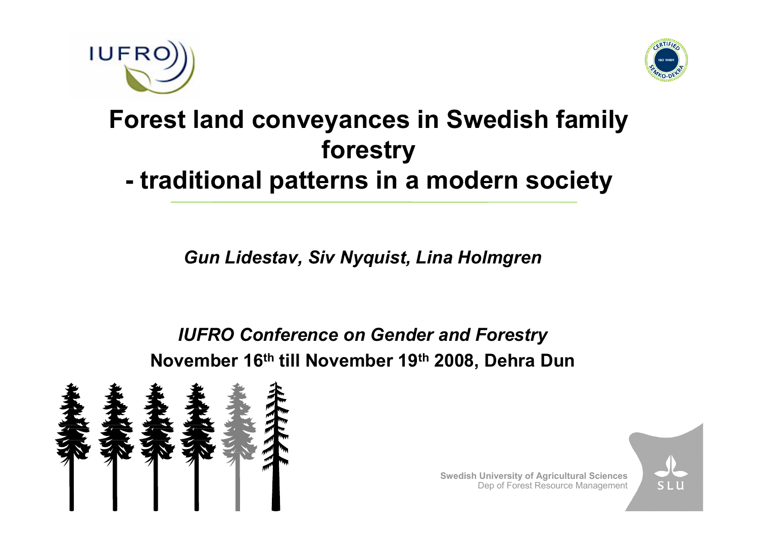# Forest land conveyances in Swedish family forestry
# - traditional patterns in a modern society

*Gun Lidestav, Siv Nyquist, Lina Holmgren*

*IUFRO Conference on Gender and Forestry*

**November 16th till November 19th 2008, Dehra Dun**

**Swedish University of Agricultural Sciences**
Dep of Forest Resource Management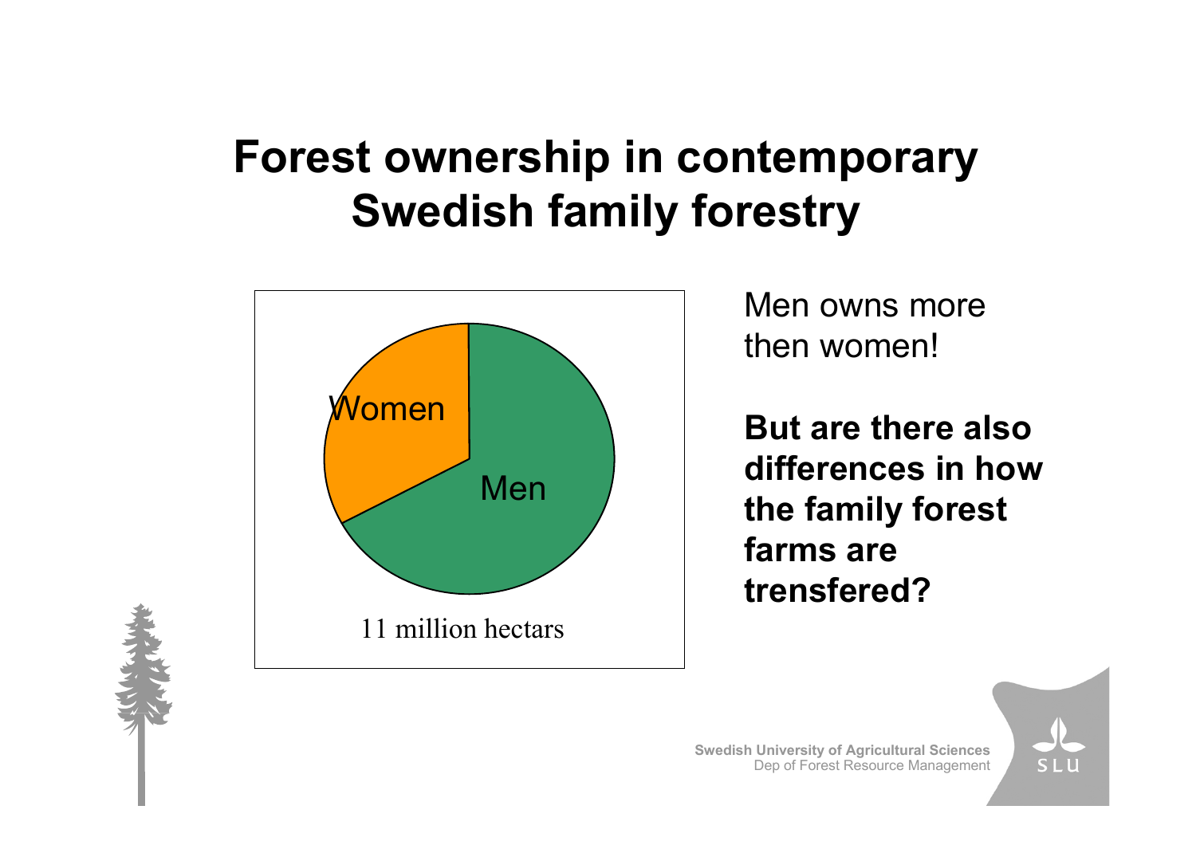# Forest ownership in contemporary Swedish family forestry

Women

Men

11 million hectars

Men owns more then women!

**But are there also differences in how the family forest farms are trensfered?**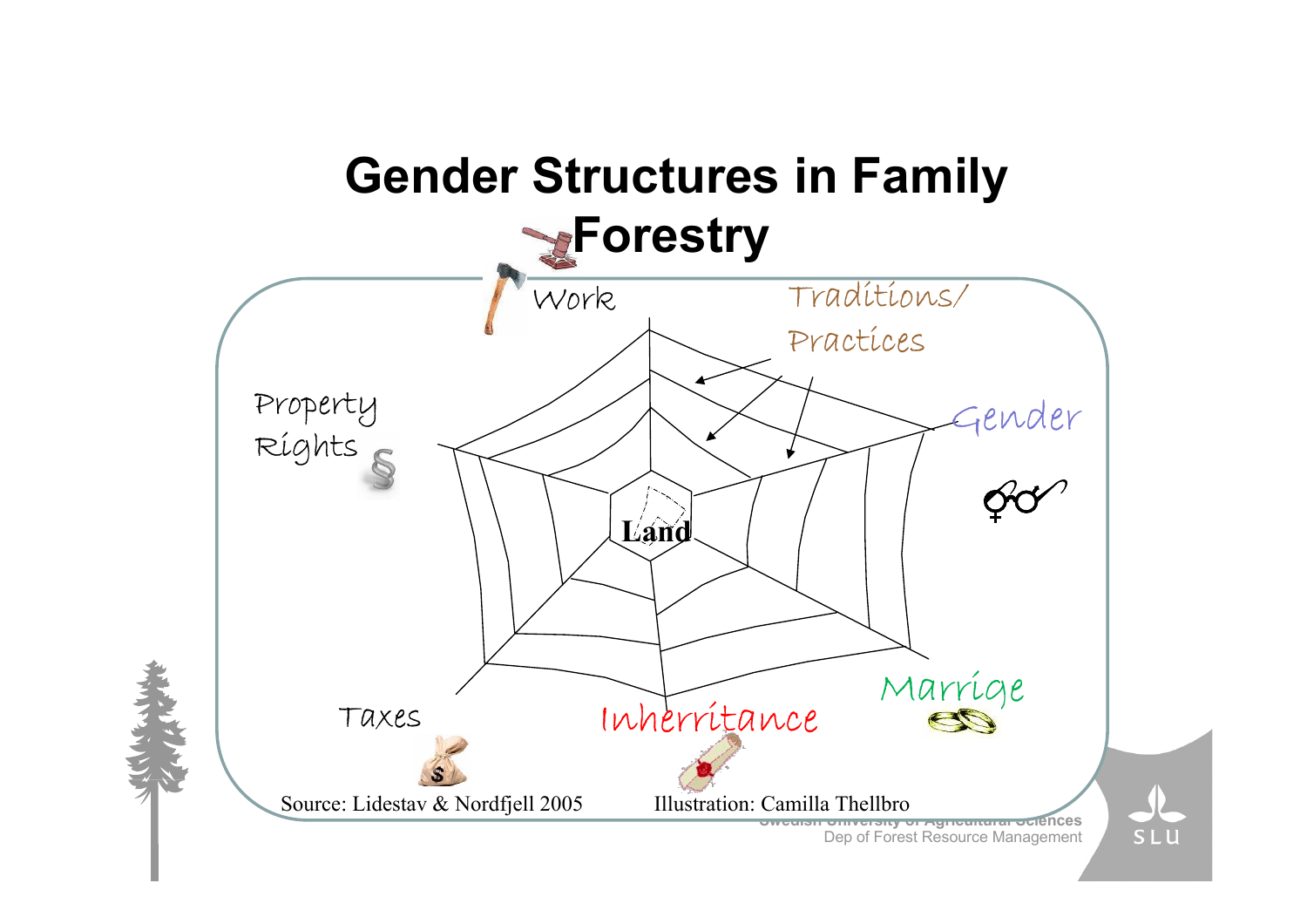# Gender Structures in Family Forestry

Work

Traditions/ Practices

Property Rights

Gender

Land

Taxes

Inherritance

Marrige

Source: Lidestav & Nordfjell 2005

Illustration: Camilla Thellbro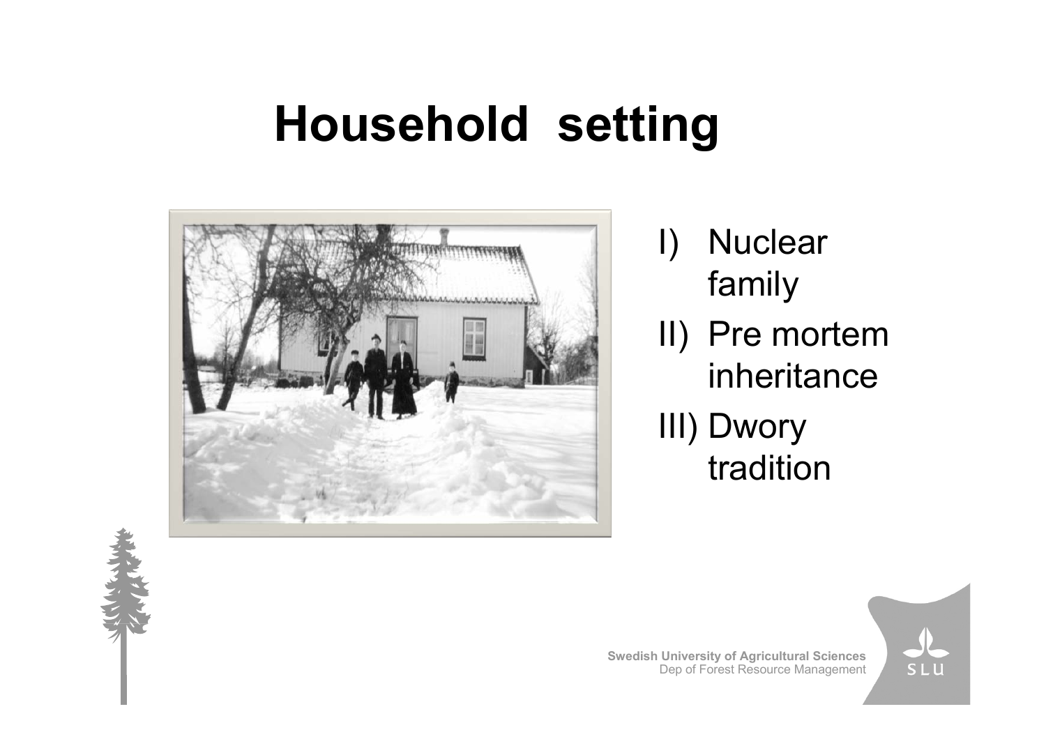# Household setting

I) Nuclear family
II) Pre mortem inheritance
III) Dwory tradition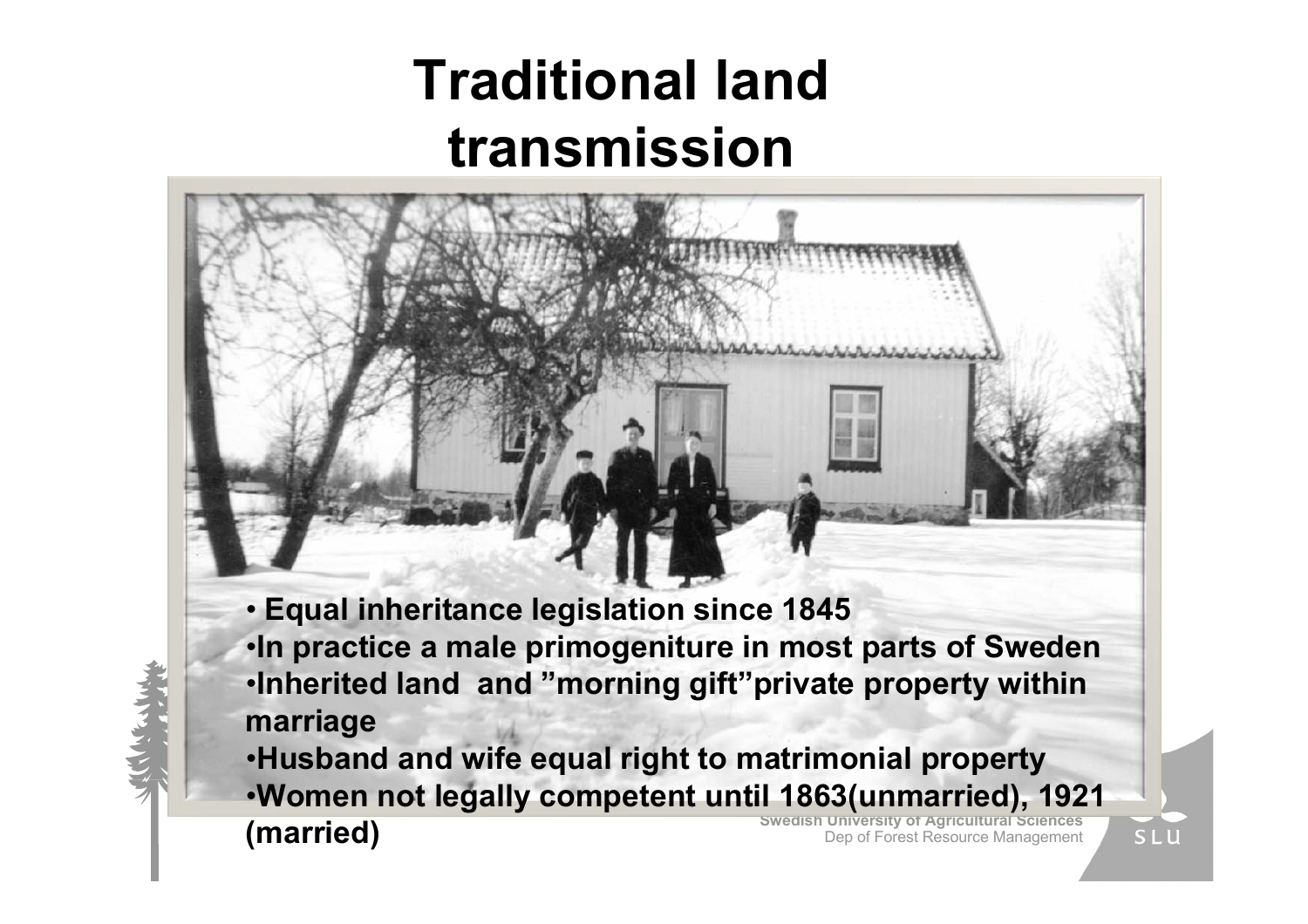# Traditional land transmission

- Equal inheritance legislation since 1845
- In practice a male primogeniture in most parts of Sweden
- Inherited land and "morning gift" private property within marriage
- Husband and wife equal right to matrimonial property
- Women not legally competent until 1863 (unmarried), 1921 (married)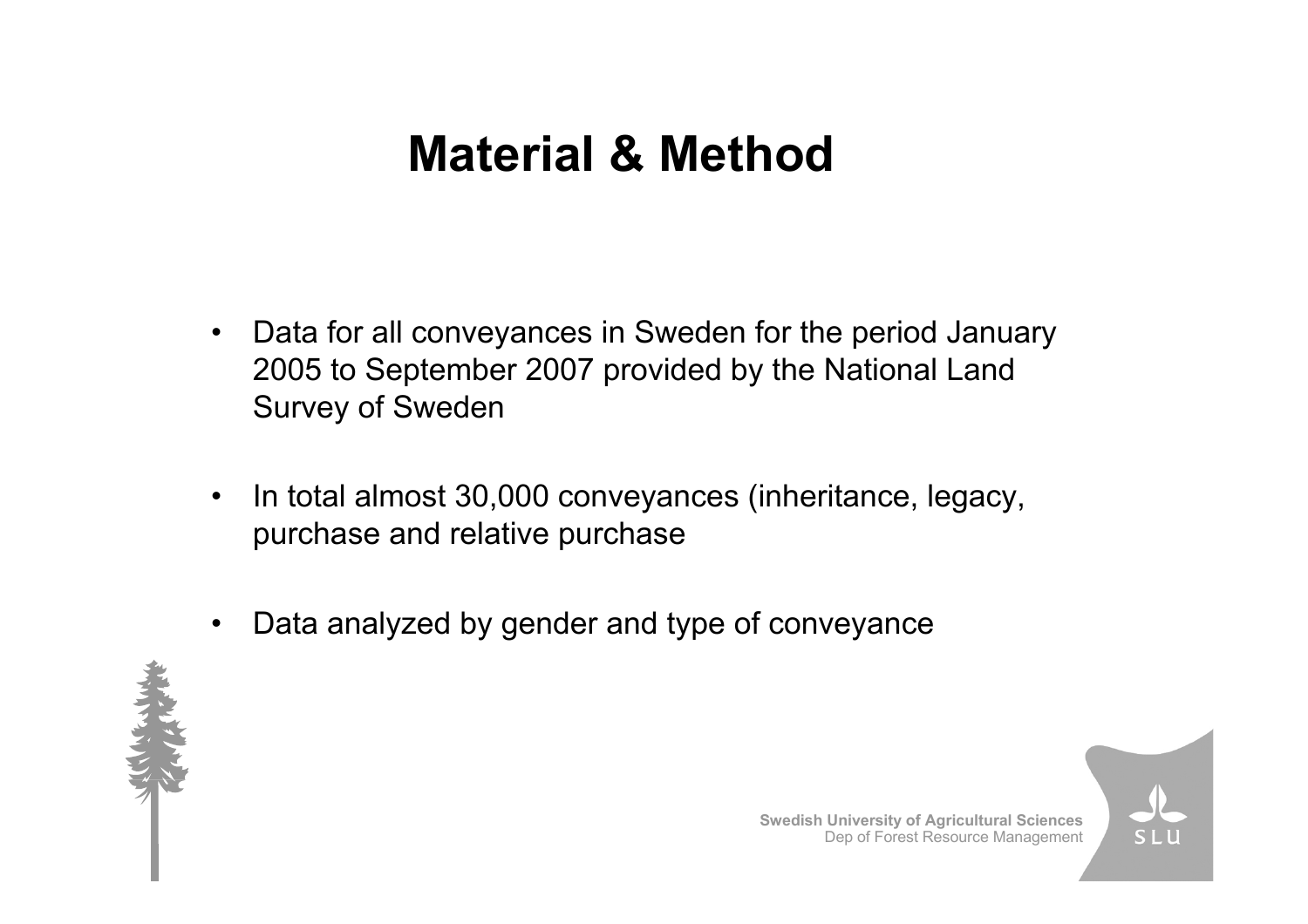# Material & Method

- Data for all conveyances in Sweden for the period January 2005 to September 2007 provided by the National Land Survey of Sweden
- In total almost 30,000 conveyances (inheritance, legacy, purchase and relative purchase
- Data analyzed by gender and type of conveyance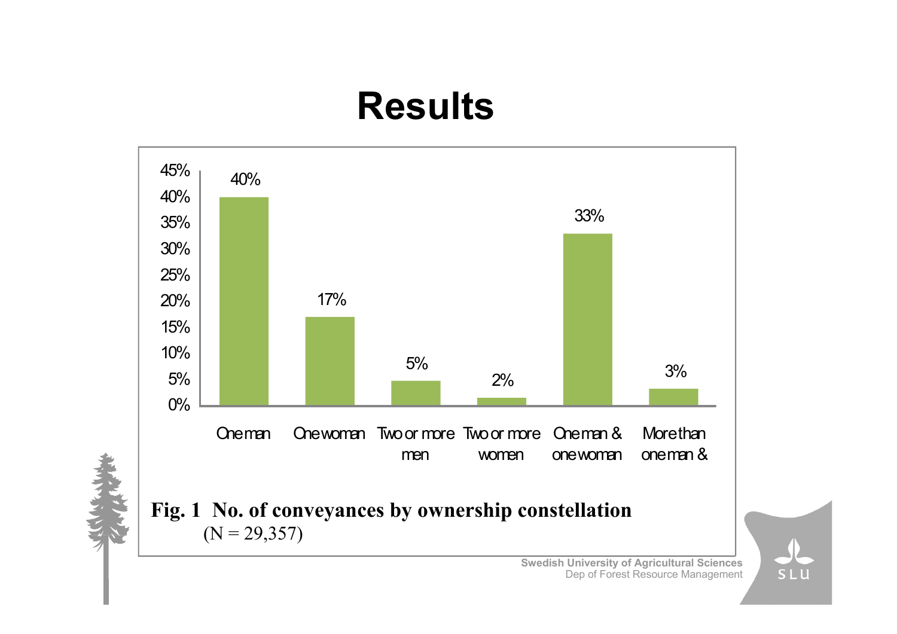# Results

| Ownership constellation | Share |
|---|---|
| One man | 40% |
| One woman | 17% |
| Two or more men | 5% |
| Two or more women | 2% |
| One man & one woman | 33% |
| More than one man & | 3% |

**Fig. 1 No. of conveyances by ownership constellation**
(N = 29,357)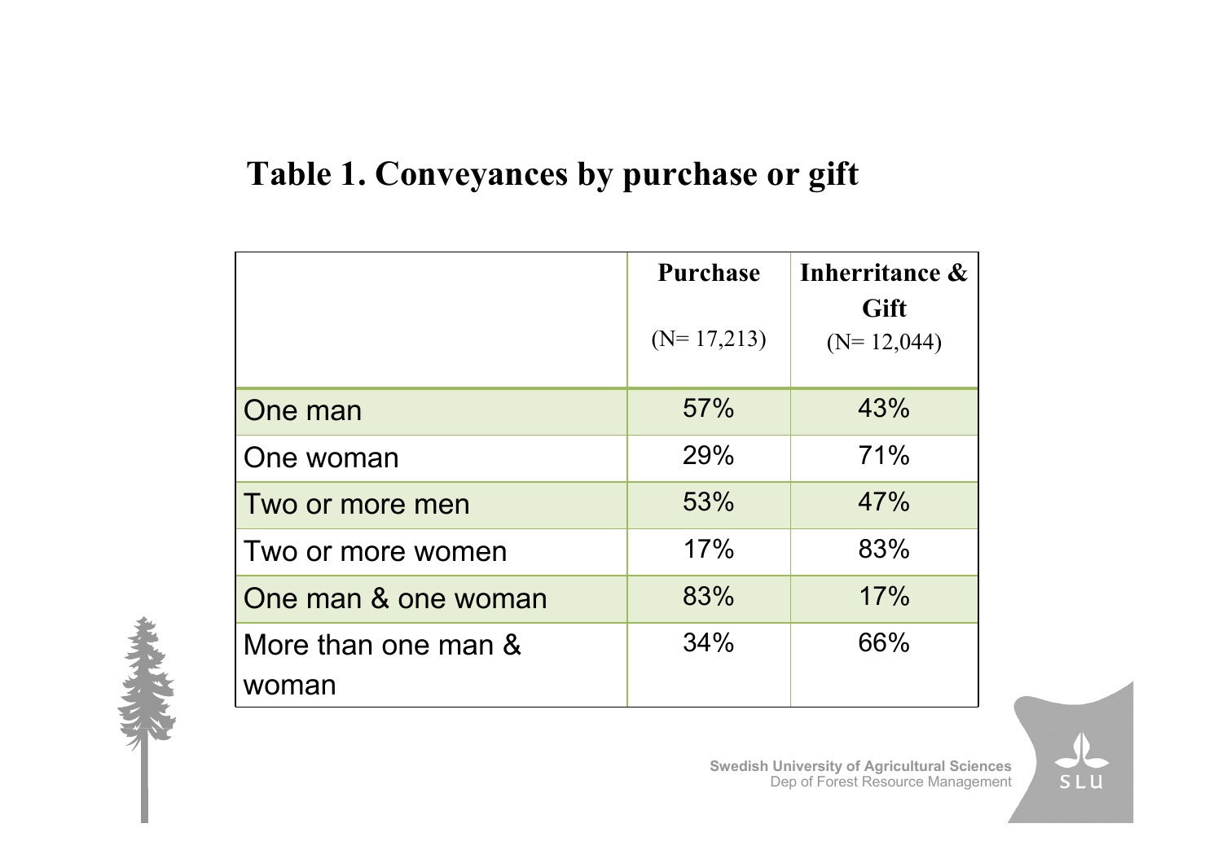## Table 1. Conveyances by purchase or gift

| | Purchase (N= 17,213) | Inherritance & Gift (N= 12,044) |
|---|---|---|
| One man | 57% | 43% |
| One woman | 29% | 71% |
| Two or more men | 53% | 47% |
| Two or more women | 17% | 83% |
| One man & one woman | 83% | 17% |
| More than one man & woman | 34% | 66% |

Swedish University of Agricultural Sciences
Dep of Forest Resource Management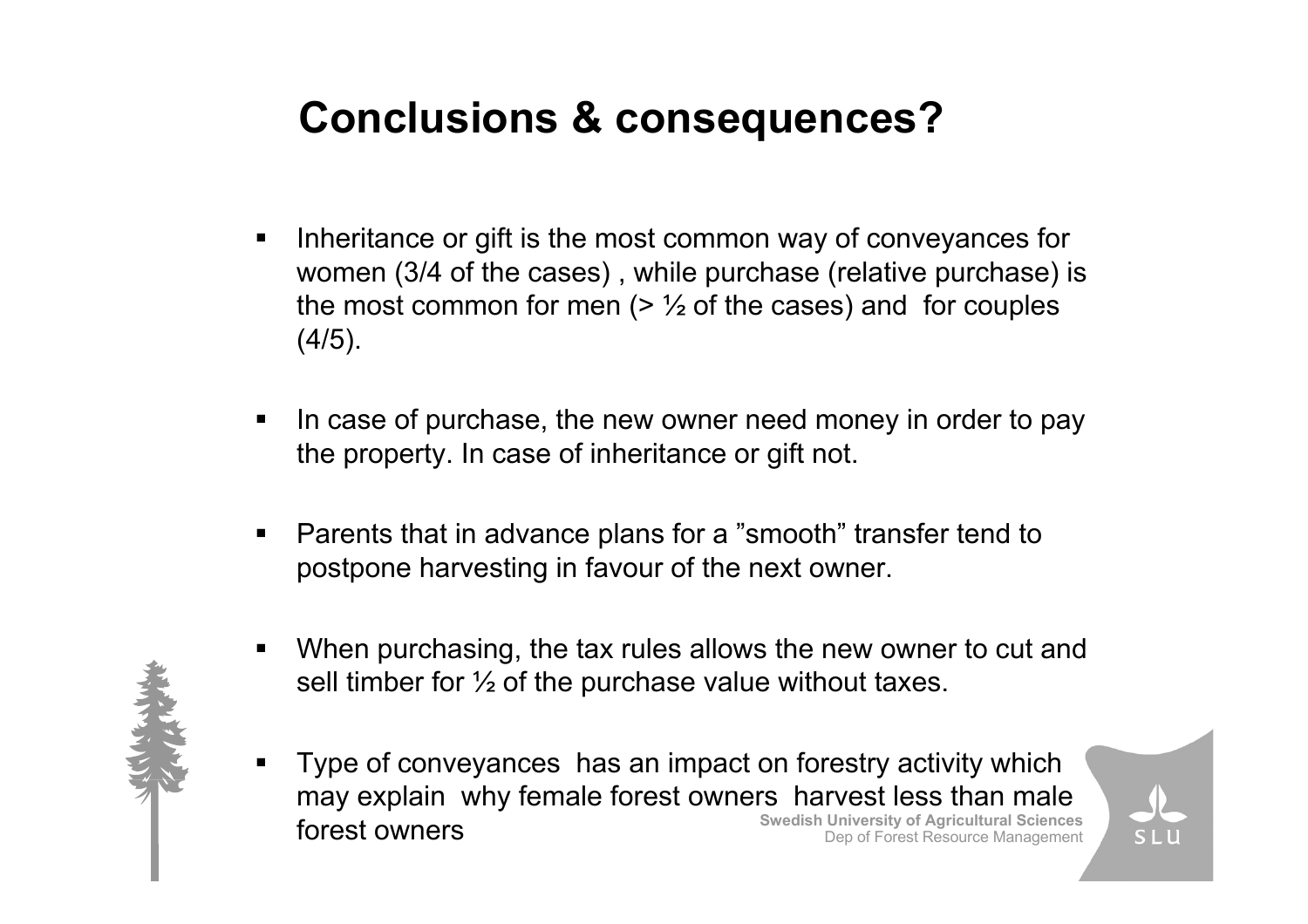# Conclusions & consequences?

- Inheritance or gift is the most common way of conveyances for women (3/4 of the cases) , while purchase (relative purchase) is the most common for men (> ½ of the cases) and for couples (4/5).
- In case of purchase, the new owner need money in order to pay the property. In case of inheritance or gift not.
- Parents that in advance plans for a ”smooth” transfer tend to postpone harvesting in favour of the next owner.
- When purchasing, the tax rules allows the new owner to cut and sell timber for ½ of the purchase value without taxes.
- Type of conveyances has an impact on forestry activity which may explain why female forest owners harvest less than male forest owners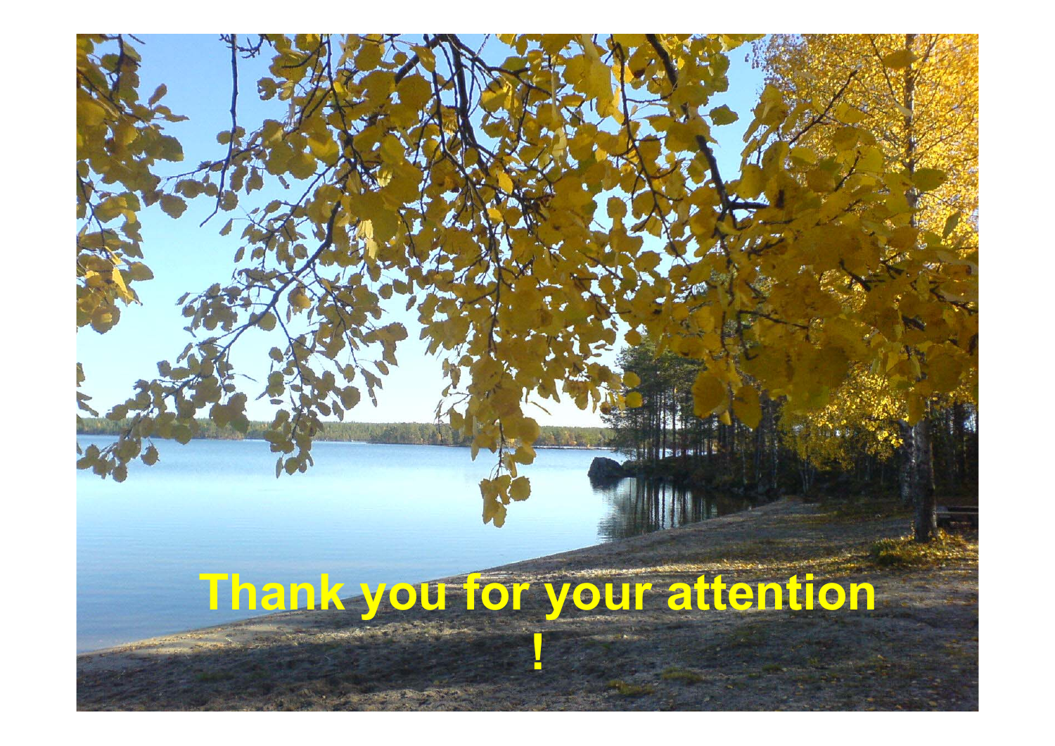Thank you for your attention !